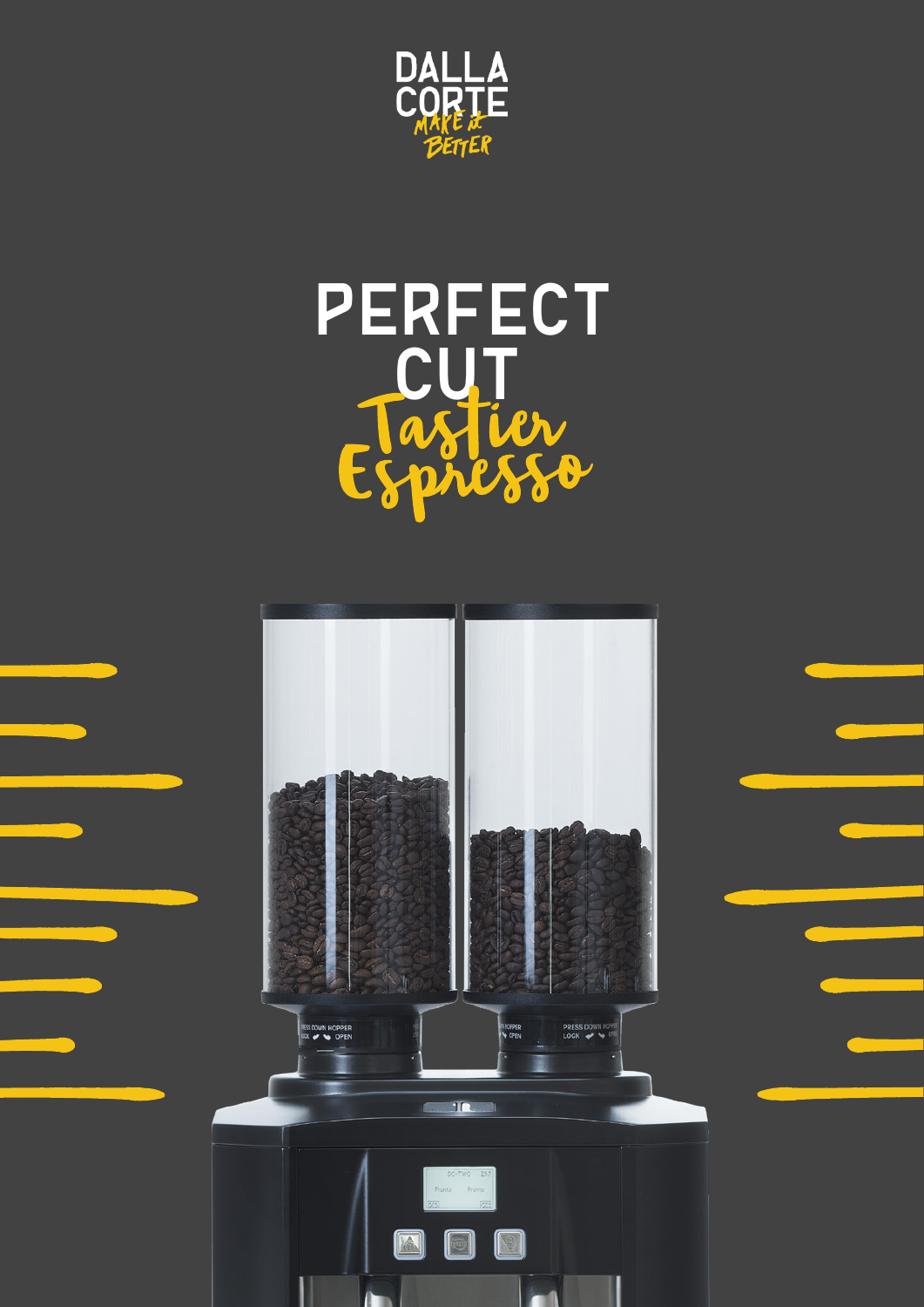DALLA
CORTE
MAKE it
BETTER

# PERFECT CUT

## Tastier Espresso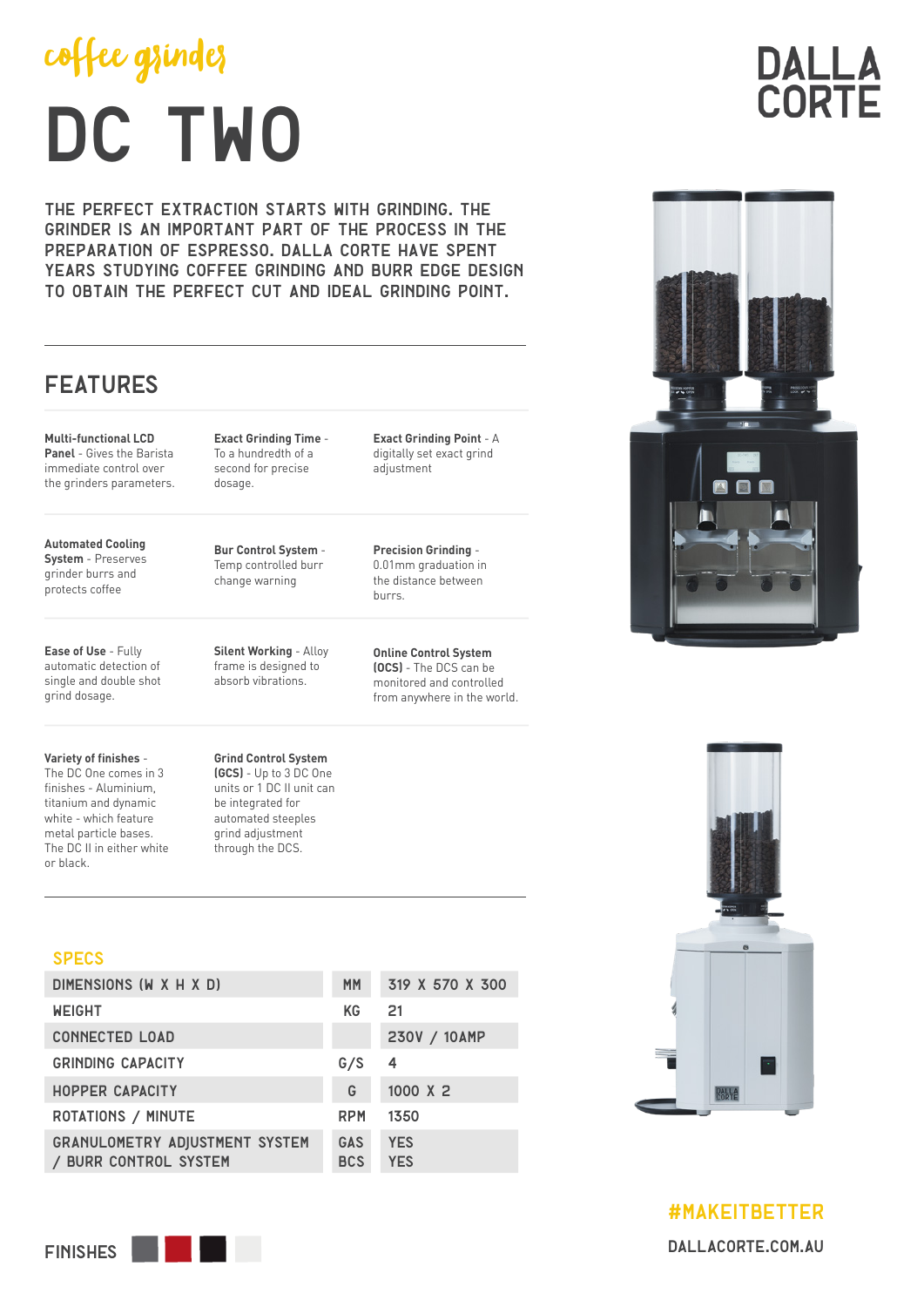coffee grinder

# DC TWO

DALLA CORTE

THE PERFECT EXTRACTION STARTS WITH GRINDING. THE GRINDER IS AN IMPORTANT PART OF THE PROCESS IN THE PREPARATION OF ESPRESSO. DALLA CORTE HAVE SPENT YEARS STUDYING COFFEE GRINDING AND BURR EDGE DESIGN TO OBTAIN THE PERFECT CUT AND IDEAL GRINDING POINT.

## FEATURES

**Multi-functional LCD Panel** - Gives the Barista immediate control over the grinders parameters.

**Exact Grinding Time** - To a hundredth of a second for precise dosage.

**Exact Grinding Point** - A digitally set exact grind adjustment

**Automated Cooling System** - Preserves grinder burrs and protects coffee

**Bur Control System** - Temp controlled burr change warning

**Precision Grinding** - 0.01mm graduation in the distance between burrs.

**Ease of Use** - Fully automatic detection of single and double shot grind dosage.

**Silent Working** - Alloy frame is designed to absorb vibrations.

**Online Control System (OCS)** - The DCS can be monitored and controlled from anywhere in the world.

**Variety of finishes** - The DC One comes in 3 finishes - Aluminium, titanium and dynamic white - which feature metal particle bases. The DC II in either white or black.

**Grind Control System (GCS)** - Up to 3 DC One units or 1 DC II unit can be integrated for automated steeples grind adjustment through the DCS.

## SPECS

| | | |
|---|---|---|
| DIMENSIONS (W X H X D) | MM | 319 X 570 X 300 |
| WEIGHT | KG | 21 |
| CONNECTED LOAD | | 230V / 10AMP |
| GRINDING CAPACITY | G/S | 4 |
| HOPPER CAPACITY | G | 1000 X 2 |
| ROTATIONS / MINUTE | RPM | 1350 |
| GRANULOMETRY ADJUSTMENT SYSTEM / BURR CONTROL SYSTEM | GAS BCS | YES YES |

FINISHES

#MAKEITBETTER

DALLACORTE.COM.AU